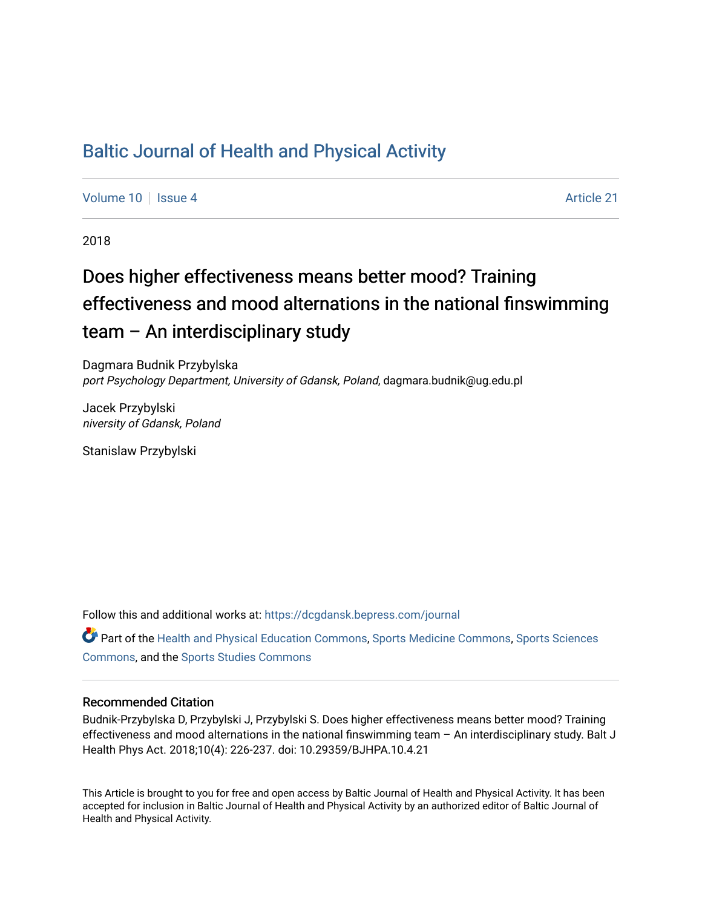# Baltic Journal of Health and Physical Activity

Volume 10 | Issue 4 | Article 21

2018

## Does higher effectiveness means better mood? Training effectiveness and mood alternations in the national finswimming team – An interdisciplinary study

Dagmara Budnik Przybylska
*port Psychology Department, University of Gdansk, Poland*, dagmara.budnik@ug.edu.pl

Jacek Przybylski
*niversity of Gdansk, Poland*

Stanislaw Przybylski

Follow this and additional works at: https://dcgdansk.bepress.com/journal

Part of the Health and Physical Education Commons, Sports Medicine Commons, Sports Sciences Commons, and the Sports Studies Commons

### Recommended Citation

Budnik-Przybylska D, Przybylski J, Przybylski S. Does higher effectiveness means better mood? Training effectiveness and mood alternations in the national finswimming team – An interdisciplinary study. Balt J Health Phys Act. 2018;10(4): 226-237. doi: 10.29359/BJHPA.10.4.21

This Article is brought to you for free and open access by Baltic Journal of Health and Physical Activity. It has been accepted for inclusion in Baltic Journal of Health and Physical Activity by an authorized editor of Baltic Journal of Health and Physical Activity.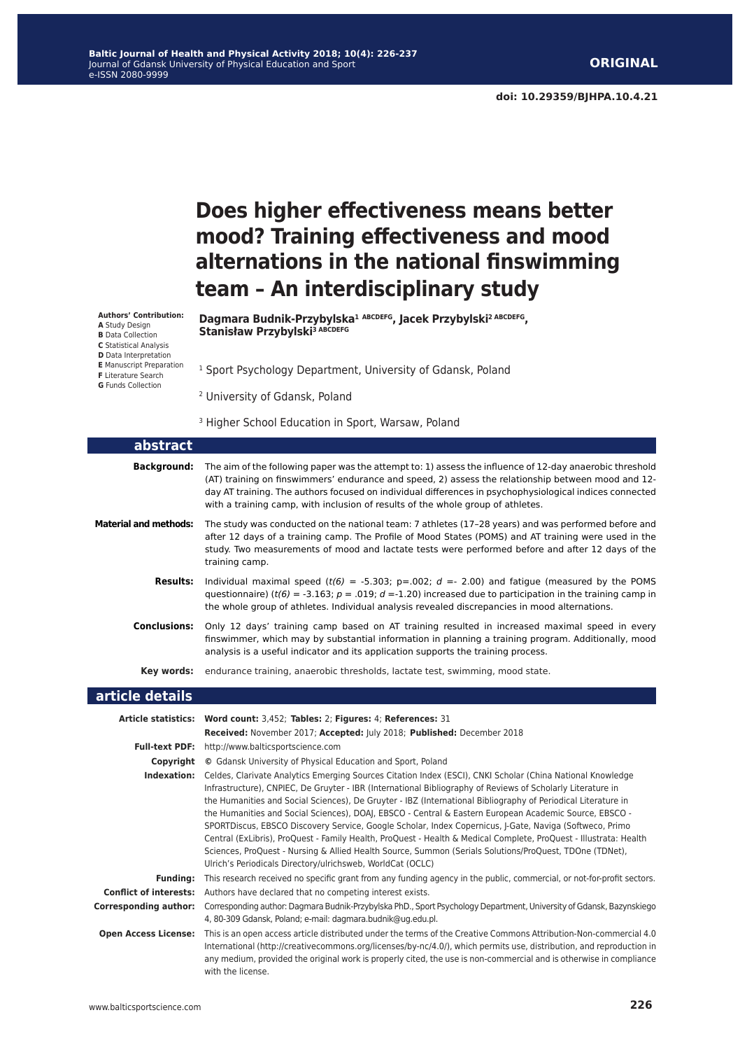ORIGINAL

doi: 10.29359/BJHPA.10.4.21

# Does higher effectiveness means better mood? Training effectiveness and mood alternations in the national finswimming team – An interdisciplinary study

**Authors' Contribution:**
**A** Study Design
**B** Data Collection
**C** Statistical Analysis
**D** Data Interpretation
**E** Manuscript Preparation
**F** Literature Search
**G** Funds Collection

**Dagmara Budnik-Przybylska[1 ABCDEFG], Jacek Przybylski[2 ABCDEFG], Stanisław Przybylski[3 ABCDEFG]**

[1] Sport Psychology Department, University of Gdansk, Poland

[2] University of Gdansk, Poland

[3] Higher School Education in Sport, Warsaw, Poland

## abstract

**Background:** The aim of the following paper was the attempt to: 1) assess the influence of 12-day anaerobic threshold (AT) training on finswimmers' endurance and speed, 2) assess the relationship between mood and 12-day AT training. The authors focused on individual differences in psychophysiological indices connected with a training camp, with inclusion of results of the whole group of athletes.

**Material and methods:** The study was conducted on the national team: 7 athletes (17–28 years) and was performed before and after 12 days of a training camp. The Profile of Mood States (POMS) and AT training were used in the study. Two measurements of mood and lactate tests were performed before and after 12 days of the training camp.

**Results:** Individual maximal speed ($t(6)$ = -5.303; p=.002; $d$ =- 2.00) and fatigue (measured by the POMS questionnaire) ($t(6)$ = -3.163; $p$ = .019; $d$ =-1.20) increased due to participation in the training camp in the whole group of athletes. Individual analysis revealed discrepancies in mood alternations.

**Conclusions:** Only 12 days' training camp based on AT training resulted in increased maximal speed in every finswimmer, which may by substantial information in planning a training program. Additionally, mood analysis is a useful indicator and its application supports the training process.

**Key words:** endurance training, anaerobic thresholds, lactate test, swimming, mood state.

## article details

**Article statistics:** **Word count:** 3,452; **Tables:** 2; **Figures:** 4; **References:** 31
**Received:** November 2017; **Accepted:** July 2018; **Published:** December 2018

**Full-text PDF:** http://www.balticsportscience.com

**Copyright** © Gdansk University of Physical Education and Sport, Poland

**Indexation:** Celdes, Clarivate Analytics Emerging Sources Citation Index (ESCI), CNKI Scholar (China National Knowledge Infrastructure), CNPIEC, De Gruyter - IBR (International Bibliography of Reviews of Scholarly Literature in the Humanities and Social Sciences), De Gruyter - IBZ (International Bibliography of Periodical Literature in the Humanities and Social Sciences), DOAJ, EBSCO - Central & Eastern European Academic Source, EBSCO - SPORTDiscus, EBSCO Discovery Service, Google Scholar, Index Copernicus, J-Gate, Naviga (Softweco, Primo Central (ExLibris), ProQuest - Family Health, ProQuest - Health & Medical Complete, ProQuest - Illustrata: Health Sciences, ProQuest - Nursing & Allied Health Source, Summon (Serials Solutions/ProQuest, TDOne (TDNet), Ulrich's Periodicals Directory/ulrichsweb, WorldCat (OCLC)

**Funding:** This research received no specific grant from any funding agency in the public, commercial, or not-for-profit sectors.

**Conflict of interests:** Authors have declared that no competing interest exists.

**Corresponding author:** Corresponding author: Dagmara Budnik-Przybylska PhD., Sport Psychology Department, University of Gdansk, Bazynskiego 4, 80-309 Gdansk, Poland; e-mail: dagmara.budnik@ug.edu.pl.

**Open Access License:** This is an open access article distributed under the terms of the Creative Commons Attribution-Non-commercial 4.0 International (http://creativecommons.org/licenses/by-nc/4.0/), which permits use, distribution, and reproduction in any medium, provided the original work is properly cited, the use is non-commercial and is otherwise in compliance with the license.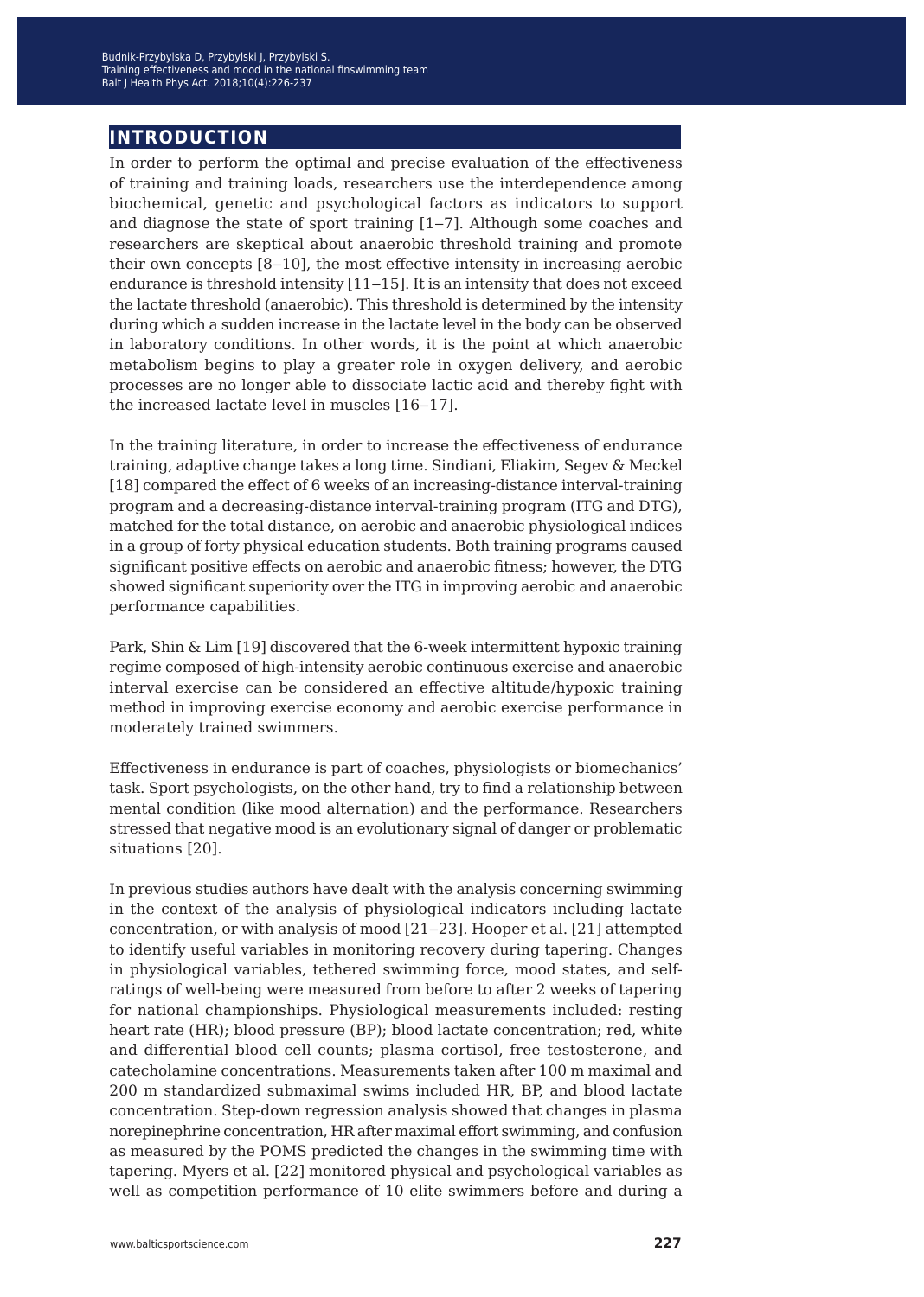## INTRODUCTION

In order to perform the optimal and precise evaluation of the effectiveness of training and training loads, researchers use the interdependence among biochemical, genetic and psychological factors as indicators to support and diagnose the state of sport training [1–7]. Although some coaches and researchers are skeptical about anaerobic threshold training and promote their own concepts [8–10], the most effective intensity in increasing aerobic endurance is threshold intensity [11–15]. It is an intensity that does not exceed the lactate threshold (anaerobic). This threshold is determined by the intensity during which a sudden increase in the lactate level in the body can be observed in laboratory conditions. In other words, it is the point at which anaerobic metabolism begins to play a greater role in oxygen delivery, and aerobic processes are no longer able to dissociate lactic acid and thereby fight with the increased lactate level in muscles [16–17].

In the training literature, in order to increase the effectiveness of endurance training, adaptive change takes a long time. Sindiani, Eliakim, Segev & Meckel [18] compared the effect of 6 weeks of an increasing-distance interval-training program and a decreasing-distance interval-training program (ITG and DTG), matched for the total distance, on aerobic and anaerobic physiological indices in a group of forty physical education students. Both training programs caused significant positive effects on aerobic and anaerobic fitness; however, the DTG showed significant superiority over the ITG in improving aerobic and anaerobic performance capabilities.

Park, Shin & Lim [19] discovered that the 6-week intermittent hypoxic training regime composed of high-intensity aerobic continuous exercise and anaerobic interval exercise can be considered an effective altitude/hypoxic training method in improving exercise economy and aerobic exercise performance in moderately trained swimmers.

Effectiveness in endurance is part of coaches, physiologists or biomechanics' task. Sport psychologists, on the other hand, try to find a relationship between mental condition (like mood alternation) and the performance. Researchers stressed that negative mood is an evolutionary signal of danger or problematic situations [20].

In previous studies authors have dealt with the analysis concerning swimming in the context of the analysis of physiological indicators including lactate concentration, or with analysis of mood [21–23]. Hooper et al. [21] attempted to identify useful variables in monitoring recovery during tapering. Changes in physiological variables, tethered swimming force, mood states, and self-ratings of well-being were measured from before to after 2 weeks of tapering for national championships. Physiological measurements included: resting heart rate (HR); blood pressure (BP); blood lactate concentration; red, white and differential blood cell counts; plasma cortisol, free testosterone, and catecholamine concentrations. Measurements taken after 100 m maximal and 200 m standardized submaximal swims included HR, BP, and blood lactate concentration. Step-down regression analysis showed that changes in plasma norepinephrine concentration, HR after maximal effort swimming, and confusion as measured by the POMS predicted the changes in the swimming time with tapering. Myers et al. [22] monitored physical and psychological variables as well as competition performance of 10 elite swimmers before and during a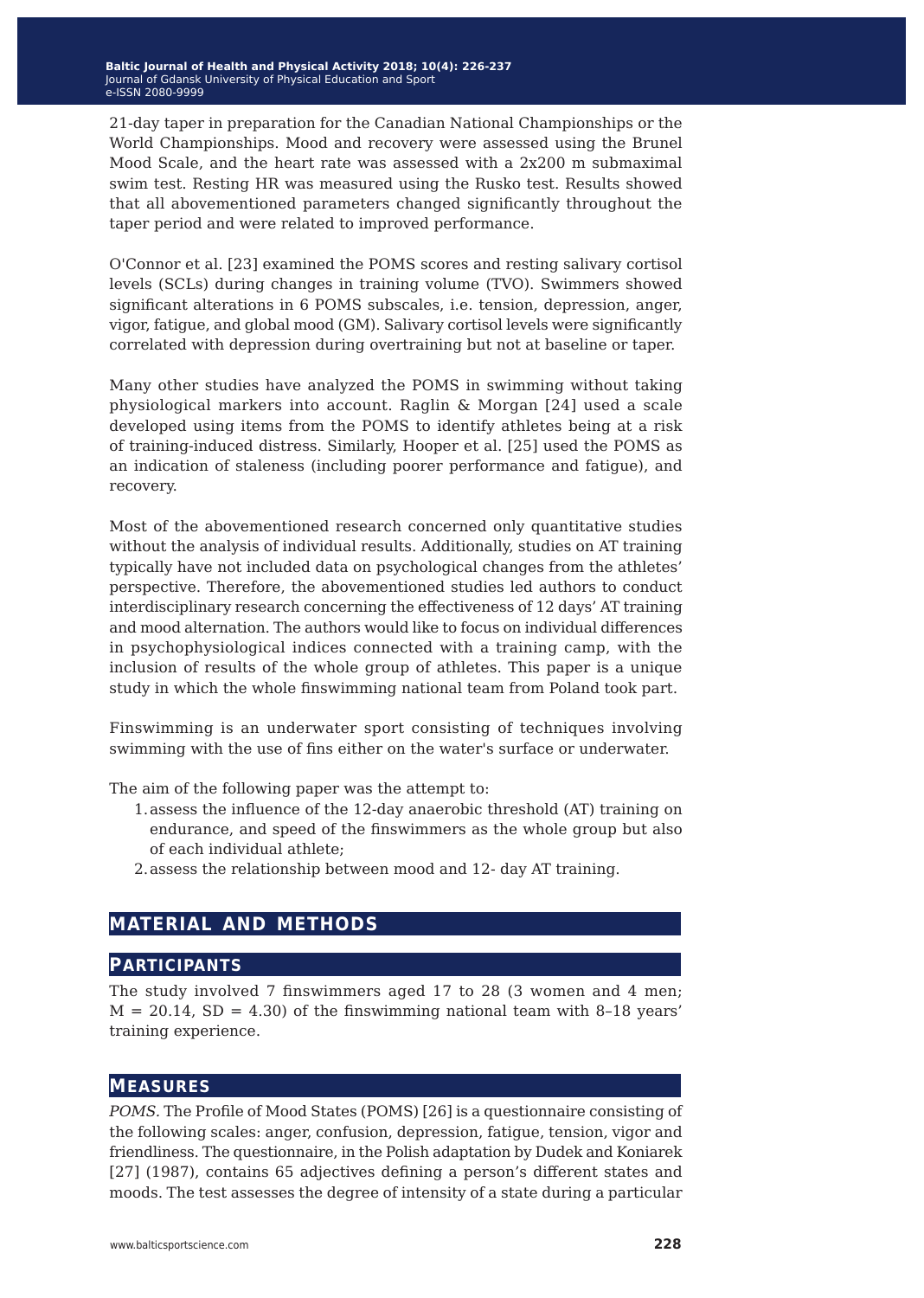21-day taper in preparation for the Canadian National Championships or the World Championships. Mood and recovery were assessed using the Brunel Mood Scale, and the heart rate was assessed with a 2x200 m submaximal swim test. Resting HR was measured using the Rusko test. Results showed that all abovementioned parameters changed significantly throughout the taper period and were related to improved performance.

O'Connor et al. [23] examined the POMS scores and resting salivary cortisol levels (SCLs) during changes in training volume (TVO). Swimmers showed significant alterations in 6 POMS subscales, i.e. tension, depression, anger, vigor, fatigue, and global mood (GM). Salivary cortisol levels were significantly correlated with depression during overtraining but not at baseline or taper.

Many other studies have analyzed the POMS in swimming without taking physiological markers into account. Raglin & Morgan [24] used a scale developed using items from the POMS to identify athletes being at a risk of training-induced distress. Similarly, Hooper et al. [25] used the POMS as an indication of staleness (including poorer performance and fatigue), and recovery.

Most of the abovementioned research concerned only quantitative studies without the analysis of individual results. Additionally, studies on AT training typically have not included data on psychological changes from the athletes' perspective. Therefore, the abovementioned studies led authors to conduct interdisciplinary research concerning the effectiveness of 12 days' AT training and mood alternation. The authors would like to focus on individual differences in psychophysiological indices connected with a training camp, with the inclusion of results of the whole group of athletes. This paper is a unique study in which the whole finswimming national team from Poland took part.

Finswimming is an underwater sport consisting of techniques involving swimming with the use of fins either on the water's surface or underwater.

The aim of the following paper was the attempt to:

1. assess the influence of the 12-day anaerobic threshold (AT) training on endurance, and speed of the finswimmers as the whole group but also of each individual athlete;
2. assess the relationship between mood and 12- day AT training.

## MATERIAL AND METHODS

### PARTICIPANTS

The study involved 7 finswimmers aged 17 to 28 (3 women and 4 men; $M = 20.14$, $SD = 4.30$) of the finswimming national team with 8–18 years' training experience.

### MEASURES

*POMS*. The Profile of Mood States (POMS) [26] is a questionnaire consisting of the following scales: anger, confusion, depression, fatigue, tension, vigor and friendliness. The questionnaire, in the Polish adaptation by Dudek and Koniarek [27] (1987), contains 65 adjectives defining a person's different states and moods. The test assesses the degree of intensity of a state during a particular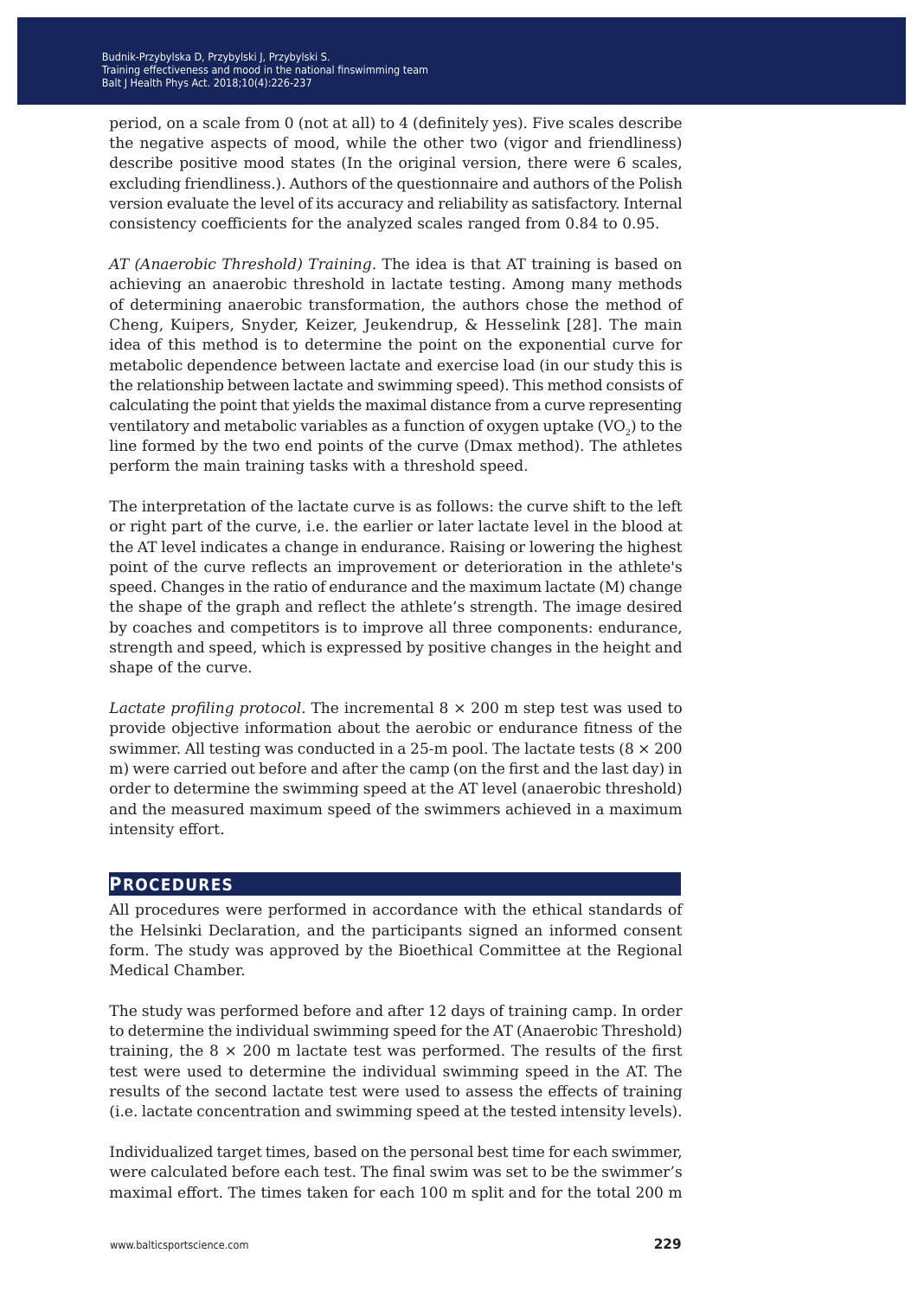period, on a scale from 0 (not at all) to 4 (definitely yes). Five scales describe the negative aspects of mood, while the other two (vigor and friendliness) describe positive mood states (In the original version, there were 6 scales, excluding friendliness.). Authors of the questionnaire and authors of the Polish version evaluate the level of its accuracy and reliability as satisfactory. Internal consistency coefficients for the analyzed scales ranged from 0.84 to 0.95.

*AT (Anaerobic Threshold) Training.* The idea is that AT training is based on achieving an anaerobic threshold in lactate testing. Among many methods of determining anaerobic transformation, the authors chose the method of Cheng, Kuipers, Snyder, Keizer, Jeukendrup, & Hesselink [28]. The main idea of this method is to determine the point on the exponential curve for metabolic dependence between lactate and exercise load (in our study this is the relationship between lactate and swimming speed). This method consists of calculating the point that yields the maximal distance from a curve representing ventilatory and metabolic variables as a function of oxygen uptake ($VO_2$) to the line formed by the two end points of the curve (Dmax method). The athletes perform the main training tasks with a threshold speed.

The interpretation of the lactate curve is as follows: the curve shift to the left or right part of the curve, i.e. the earlier or later lactate level in the blood at the AT level indicates a change in endurance. Raising or lowering the highest point of the curve reflects an improvement or deterioration in the athlete's speed. Changes in the ratio of endurance and the maximum lactate (M) change the shape of the graph and reflect the athlete's strength. The image desired by coaches and competitors is to improve all three components: endurance, strength and speed, which is expressed by positive changes in the height and shape of the curve.

*Lactate profiling protocol.* The incremental 8 × 200 m step test was used to provide objective information about the aerobic or endurance fitness of the swimmer. All testing was conducted in a 25-m pool. The lactate tests (8 × 200 m) were carried out before and after the camp (on the first and the last day) in order to determine the swimming speed at the AT level (anaerobic threshold) and the measured maximum speed of the swimmers achieved in a maximum intensity effort.

## Procedures

All procedures were performed in accordance with the ethical standards of the Helsinki Declaration, and the participants signed an informed consent form. The study was approved by the Bioethical Committee at the Regional Medical Chamber.

The study was performed before and after 12 days of training camp. In order to determine the individual swimming speed for the AT (Anaerobic Threshold) training, the 8 × 200 m lactate test was performed. The results of the first test were used to determine the individual swimming speed in the AT. The results of the second lactate test were used to assess the effects of training (i.e. lactate concentration and swimming speed at the tested intensity levels).

Individualized target times, based on the personal best time for each swimmer, were calculated before each test. The final swim was set to be the swimmer's maximal effort. The times taken for each 100 m split and for the total 200 m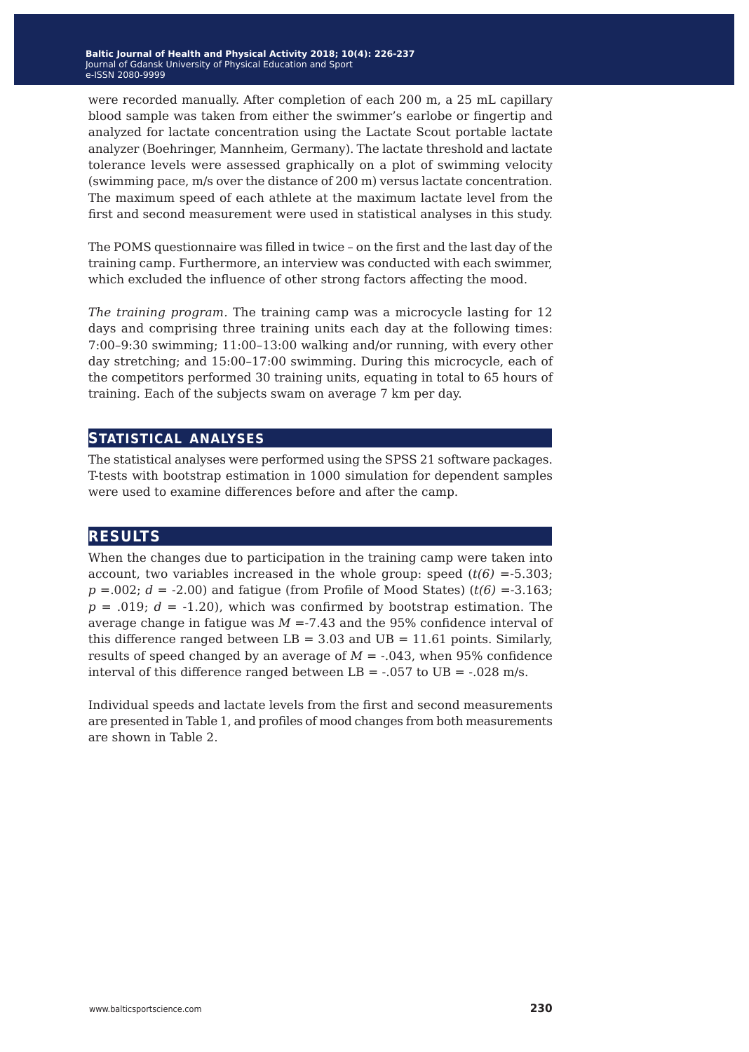were recorded manually. After completion of each 200 m, a 25 mL capillary blood sample was taken from either the swimmer's earlobe or fingertip and analyzed for lactate concentration using the Lactate Scout portable lactate analyzer (Boehringer, Mannheim, Germany). The lactate threshold and lactate tolerance levels were assessed graphically on a plot of swimming velocity (swimming pace, m/s over the distance of 200 m) versus lactate concentration. The maximum speed of each athlete at the maximum lactate level from the first and second measurement were used in statistical analyses in this study.

The POMS questionnaire was filled in twice – on the first and the last day of the training camp. Furthermore, an interview was conducted with each swimmer, which excluded the influence of other strong factors affecting the mood.

*The training program*. The training camp was a microcycle lasting for 12 days and comprising three training units each day at the following times: 7:00–9:30 swimming; 11:00–13:00 walking and/or running, with every other day stretching; and 15:00–17:00 swimming. During this microcycle, each of the competitors performed 30 training units, equating in total to 65 hours of training. Each of the subjects swam on average 7 km per day.

## STATISTICAL ANALYSES

The statistical analyses were performed using the SPSS 21 software packages. T-tests with bootstrap estimation in 1000 simulation for dependent samples were used to examine differences before and after the camp.

## RESULTS

When the changes due to participation in the training camp were taken into account, two variables increased in the whole group: speed ($t(6)$ =-5.303; $p$ =.002; $d$ = -2.00) and fatigue (from Profile of Mood States) ($t(6)$ =-3.163; $p$ = .019; $d$ = -1.20), which was confirmed by bootstrap estimation. The average change in fatigue was $M$ =-7.43 and the 95% confidence interval of this difference ranged between LB = 3.03 and UB = 11.61 points. Similarly, results of speed changed by an average of $M$ = -.043, when 95% confidence interval of this difference ranged between LB = -.057 to UB = -.028 m/s.

Individual speeds and lactate levels from the first and second measurements are presented in Table 1, and profiles of mood changes from both measurements are shown in Table 2.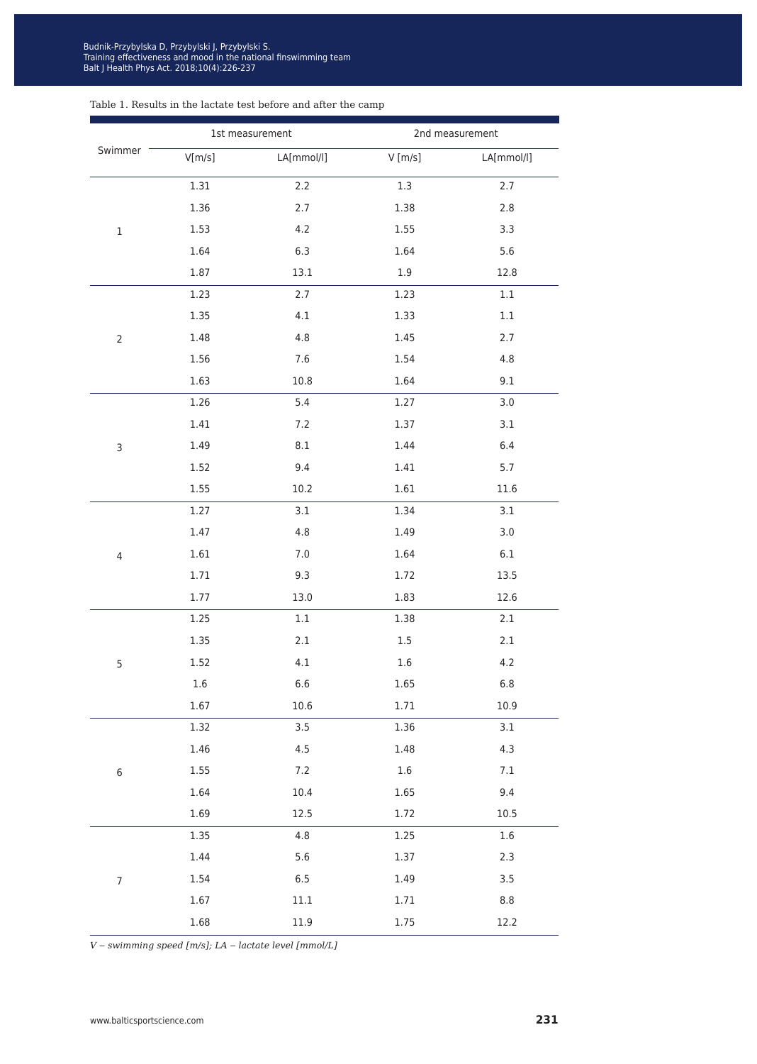Table 1. Results in the lactate test before and after the camp

| Swimmer | 1st measurement | | 2nd measurement | |
|---|---|---|---|---|
| | V[m/s] | LA[mmol/l] | V [m/s] | LA[mmol/l] |
| 1 | 1.31 | 2.2 | 1.3 | 2.7 |
| | 1.36 | 2.7 | 1.38 | 2.8 |
| | 1.53 | 4.2 | 1.55 | 3.3 |
| | 1.64 | 6.3 | 1.64 | 5.6 |
| | 1.87 | 13.1 | 1.9 | 12.8 |
| 2 | 1.23 | 2.7 | 1.23 | 1.1 |
| | 1.35 | 4.1 | 1.33 | 1.1 |
| | 1.48 | 4.8 | 1.45 | 2.7 |
| | 1.56 | 7.6 | 1.54 | 4.8 |
| | 1.63 | 10.8 | 1.64 | 9.1 |
| 3 | 1.26 | 5.4 | 1.27 | 3.0 |
| | 1.41 | 7.2 | 1.37 | 3.1 |
| | 1.49 | 8.1 | 1.44 | 6.4 |
| | 1.52 | 9.4 | 1.41 | 5.7 |
| | 1.55 | 10.2 | 1.61 | 11.6 |
| 4 | 1.27 | 3.1 | 1.34 | 3.1 |
| | 1.47 | 4.8 | 1.49 | 3.0 |
| | 1.61 | 7.0 | 1.64 | 6.1 |
| | 1.71 | 9.3 | 1.72 | 13.5 |
| | 1.77 | 13.0 | 1.83 | 12.6 |
| 5 | 1.25 | 1.1 | 1.38 | 2.1 |
| | 1.35 | 2.1 | 1.5 | 2.1 |
| | 1.52 | 4.1 | 1.6 | 4.2 |
| | 1.6 | 6.6 | 1.65 | 6.8 |
| | 1.67 | 10.6 | 1.71 | 10.9 |
| 6 | 1.32 | 3.5 | 1.36 | 3.1 |
| | 1.46 | 4.5 | 1.48 | 4.3 |
| | 1.55 | 7.2 | 1.6 | 7.1 |
| | 1.64 | 10.4 | 1.65 | 9.4 |
| | 1.69 | 12.5 | 1.72 | 10.5 |
| 7 | 1.35 | 4.8 | 1.25 | 1.6 |
| | 1.44 | 5.6 | 1.37 | 2.3 |
| | 1.54 | 6.5 | 1.49 | 3.5 |
| | 1.67 | 11.1 | 1.71 | 8.8 |
| | 1.68 | 11.9 | 1.75 | 12.2 |

*V – swimming speed [m/s]; LA – lactate level [mmol/L]*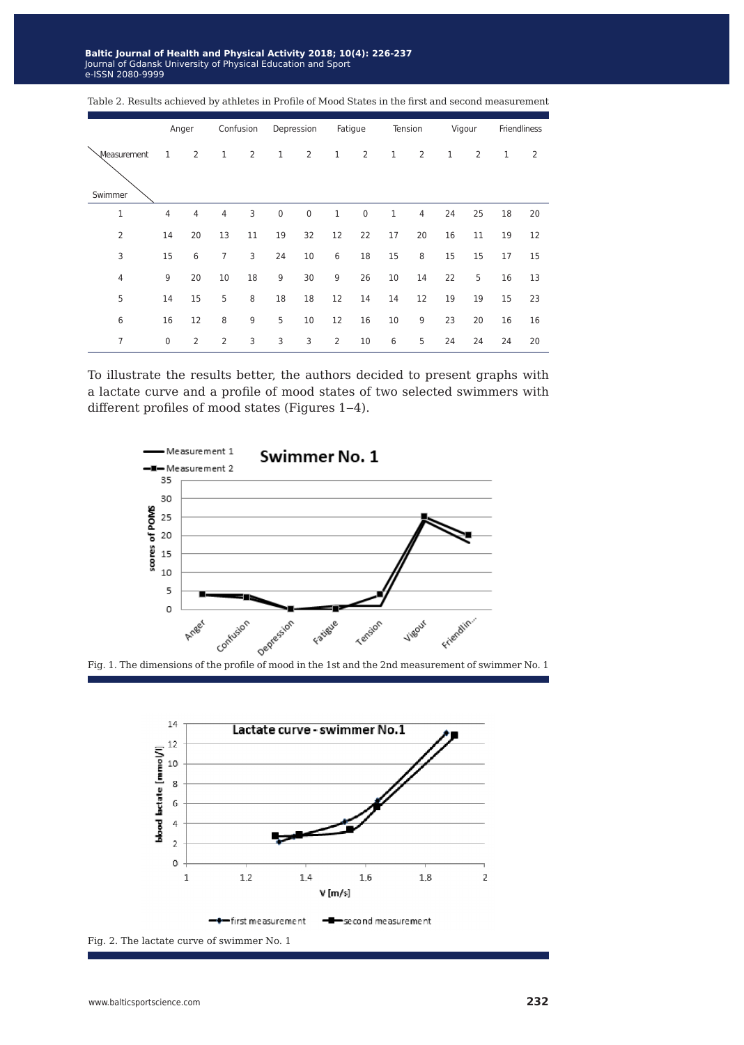Table 2. Results achieved by athletes in Profile of Mood States in the first and second measurement

| Swimmer \ Measurement | Anger 1 | Anger 2 | Confusion 1 | Confusion 2 | Depression 1 | Depression 2 | Fatigue 1 | Fatigue 2 | Tension 1 | Tension 2 | Vigour 1 | Vigour 2 | Friendliness 1 | Friendliness 2 |
|---|---|---|---|---|---|---|---|---|---|---|---|---|---|---|
| 1 | 4 | 4 | 4 | 3 | 0 | 0 | 1 | 0 | 1 | 4 | 24 | 25 | 18 | 20 |
| 2 | 14 | 20 | 13 | 11 | 19 | 32 | 12 | 22 | 17 | 20 | 16 | 11 | 19 | 12 |
| 3 | 15 | 6 | 7 | 3 | 24 | 10 | 6 | 18 | 15 | 8 | 15 | 15 | 17 | 15 |
| 4 | 9 | 20 | 10 | 18 | 9 | 30 | 9 | 26 | 10 | 14 | 22 | 5 | 16 | 13 |
| 5 | 14 | 15 | 5 | 8 | 18 | 18 | 12 | 14 | 14 | 12 | 19 | 19 | 15 | 23 |
| 6 | 16 | 12 | 8 | 9 | 5 | 10 | 12 | 16 | 10 | 9 | 23 | 20 | 16 | 16 |
| 7 | 0 | 2 | 2 | 3 | 3 | 3 | 2 | 10 | 6 | 5 | 24 | 24 | 24 | 20 |

To illustrate the results better, the authors decided to present graphs with a lactate curve and a profile of mood states of two selected swimmers with different profiles of mood states (Figures 1–4).

Fig. 1. The dimensions of the profile of mood in the 1st and the 2nd measurement of swimmer No. 1

Fig. 2. The lactate curve of swimmer No. 1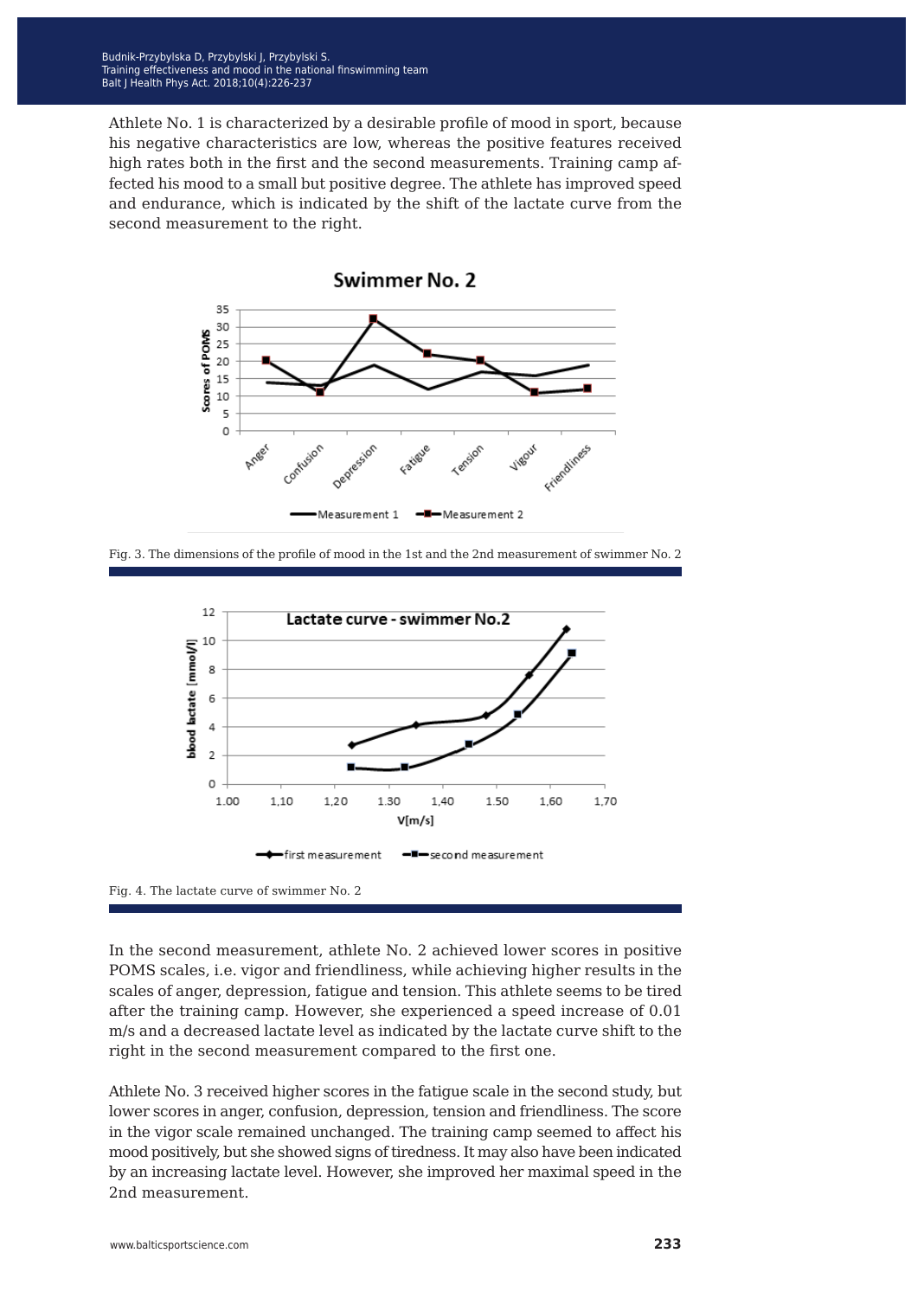Athlete No. 1 is characterized by a desirable profile of mood in sport, because his negative characteristics are low, whereas the positive features received high rates both in the first and the second measurements. Training camp affected his mood to a small but positive degree. The athlete has improved speed and endurance, which is indicated by the shift of the lactate curve from the second measurement to the right.

Fig. 3. The dimensions of the profile of mood in the 1st and the 2nd measurement of swimmer No. 2

Fig. 4. The lactate curve of swimmer No. 2

In the second measurement, athlete No. 2 achieved lower scores in positive POMS scales, i.e. vigor and friendliness, while achieving higher results in the scales of anger, depression, fatigue and tension. This athlete seems to be tired after the training camp. However, she experienced a speed increase of 0.01 m/s and a decreased lactate level as indicated by the lactate curve shift to the right in the second measurement compared to the first one.

Athlete No. 3 received higher scores in the fatigue scale in the second study, but lower scores in anger, confusion, depression, tension and friendliness. The score in the vigor scale remained unchanged. The training camp seemed to affect his mood positively, but she showed signs of tiredness. It may also have been indicated by an increasing lactate level. However, she improved her maximal speed in the 2nd measurement.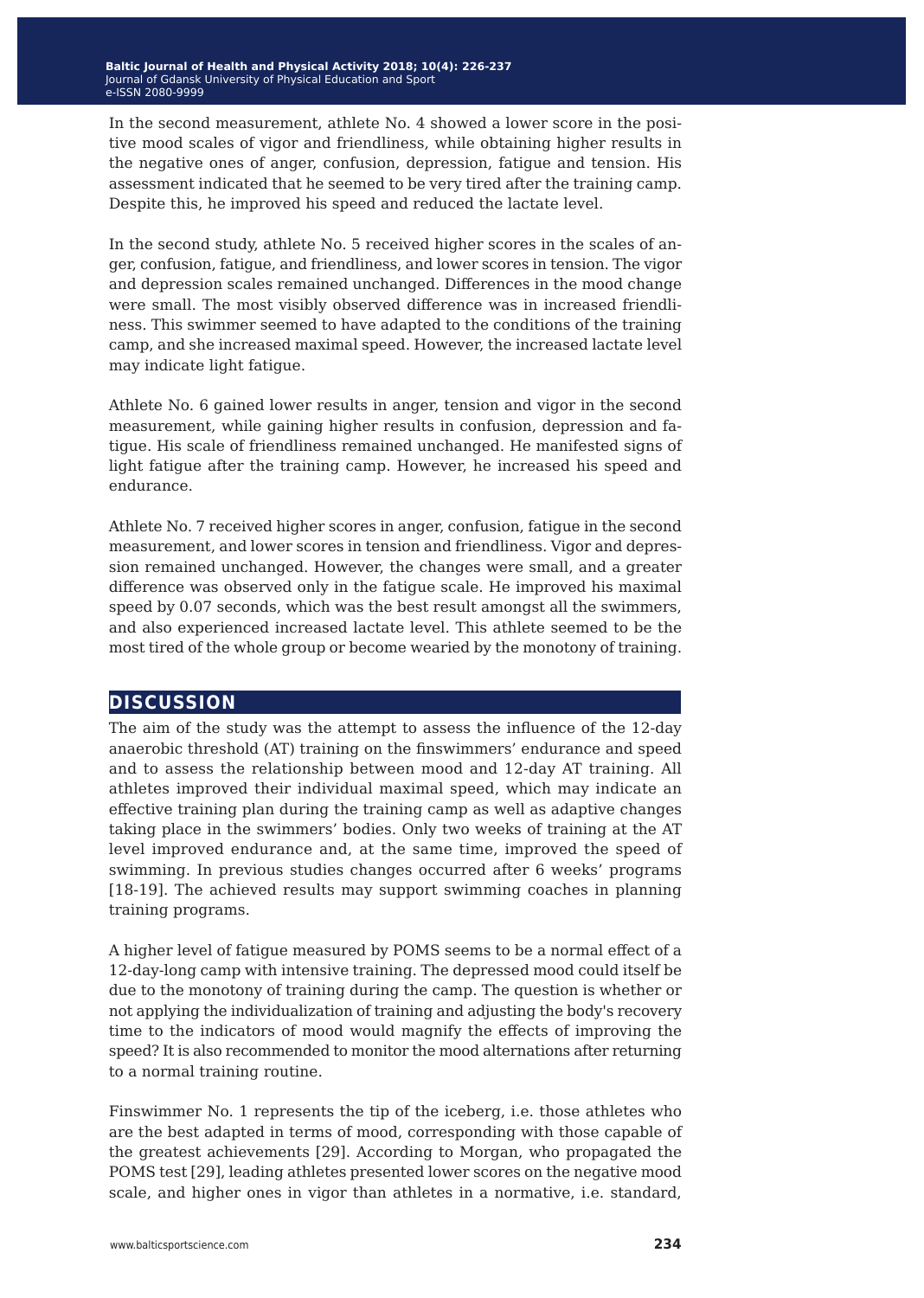In the second measurement, athlete No. 4 showed a lower score in the positive mood scales of vigor and friendliness, while obtaining higher results in the negative ones of anger, confusion, depression, fatigue and tension. His assessment indicated that he seemed to be very tired after the training camp. Despite this, he improved his speed and reduced the lactate level.

In the second study, athlete No. 5 received higher scores in the scales of anger, confusion, fatigue, and friendliness, and lower scores in tension. The vigor and depression scales remained unchanged. Differences in the mood change were small. The most visibly observed difference was in increased friendliness. This swimmer seemed to have adapted to the conditions of the training camp, and she increased maximal speed. However, the increased lactate level may indicate light fatigue.

Athlete No. 6 gained lower results in anger, tension and vigor in the second measurement, while gaining higher results in confusion, depression and fatigue. His scale of friendliness remained unchanged. He manifested signs of light fatigue after the training camp. However, he increased his speed and endurance.

Athlete No. 7 received higher scores in anger, confusion, fatigue in the second measurement, and lower scores in tension and friendliness. Vigor and depression remained unchanged. However, the changes were small, and a greater difference was observed only in the fatigue scale. He improved his maximal speed by 0.07 seconds, which was the best result amongst all the swimmers, and also experienced increased lactate level. This athlete seemed to be the most tired of the whole group or become wearied by the monotony of training.

## DISCUSSION

The aim of the study was the attempt to assess the influence of the 12-day anaerobic threshold (AT) training on the finswimmers' endurance and speed and to assess the relationship between mood and 12-day AT training. All athletes improved their individual maximal speed, which may indicate an effective training plan during the training camp as well as adaptive changes taking place in the swimmers' bodies. Only two weeks of training at the AT level improved endurance and, at the same time, improved the speed of swimming. In previous studies changes occurred after 6 weeks' programs [18-19]. The achieved results may support swimming coaches in planning training programs.

A higher level of fatigue measured by POMS seems to be a normal effect of a 12-day-long camp with intensive training. The depressed mood could itself be due to the monotony of training during the camp. The question is whether or not applying the individualization of training and adjusting the body's recovery time to the indicators of mood would magnify the effects of improving the speed? It is also recommended to monitor the mood alternations after returning to a normal training routine.

Finswimmer No. 1 represents the tip of the iceberg, i.e. those athletes who are the best adapted in terms of mood, corresponding with those capable of the greatest achievements [29]. According to Morgan, who propagated the POMS test [29], leading athletes presented lower scores on the negative mood scale, and higher ones in vigor than athletes in a normative, i.e. standard,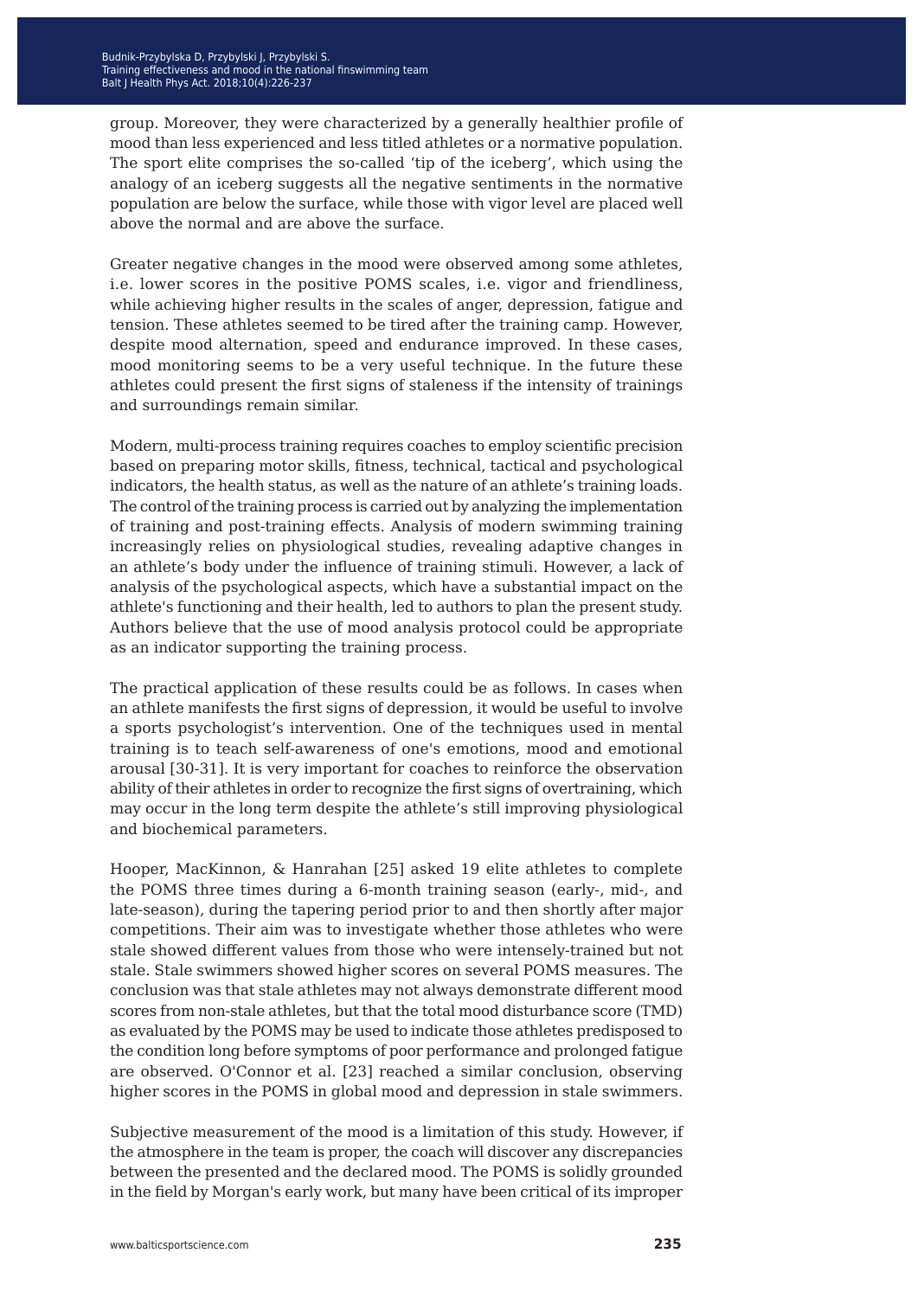group. Moreover, they were characterized by a generally healthier profile of mood than less experienced and less titled athletes or a normative population. The sport elite comprises the so-called 'tip of the iceberg', which using the analogy of an iceberg suggests all the negative sentiments in the normative population are below the surface, while those with vigor level are placed well above the normal and are above the surface.

Greater negative changes in the mood were observed among some athletes, i.e. lower scores in the positive POMS scales, i.e. vigor and friendliness, while achieving higher results in the scales of anger, depression, fatigue and tension. These athletes seemed to be tired after the training camp. However, despite mood alternation, speed and endurance improved. In these cases, mood monitoring seems to be a very useful technique. In the future these athletes could present the first signs of staleness if the intensity of trainings and surroundings remain similar.

Modern, multi-process training requires coaches to employ scientific precision based on preparing motor skills, fitness, technical, tactical and psychological indicators, the health status, as well as the nature of an athlete's training loads. The control of the training process is carried out by analyzing the implementation of training and post-training effects. Analysis of modern swimming training increasingly relies on physiological studies, revealing adaptive changes in an athlete's body under the influence of training stimuli. However, a lack of analysis of the psychological aspects, which have a substantial impact on the athlete's functioning and their health, led to authors to plan the present study. Authors believe that the use of mood analysis protocol could be appropriate as an indicator supporting the training process.

The practical application of these results could be as follows. In cases when an athlete manifests the first signs of depression, it would be useful to involve a sports psychologist's intervention. One of the techniques used in mental training is to teach self-awareness of one's emotions, mood and emotional arousal [30-31]. It is very important for coaches to reinforce the observation ability of their athletes in order to recognize the first signs of overtraining, which may occur in the long term despite the athlete's still improving physiological and biochemical parameters.

Hooper, MacKinnon, & Hanrahan [25] asked 19 elite athletes to complete the POMS three times during a 6-month training season (early-, mid-, and late-season), during the tapering period prior to and then shortly after major competitions. Their aim was to investigate whether those athletes who were stale showed different values from those who were intensely-trained but not stale. Stale swimmers showed higher scores on several POMS measures. The conclusion was that stale athletes may not always demonstrate different mood scores from non-stale athletes, but that the total mood disturbance score (TMD) as evaluated by the POMS may be used to indicate those athletes predisposed to the condition long before symptoms of poor performance and prolonged fatigue are observed. O'Connor et al. [23] reached a similar conclusion, observing higher scores in the POMS in global mood and depression in stale swimmers.

Subjective measurement of the mood is a limitation of this study. However, if the atmosphere in the team is proper, the coach will discover any discrepancies between the presented and the declared mood. The POMS is solidly grounded in the field by Morgan's early work, but many have been critical of its improper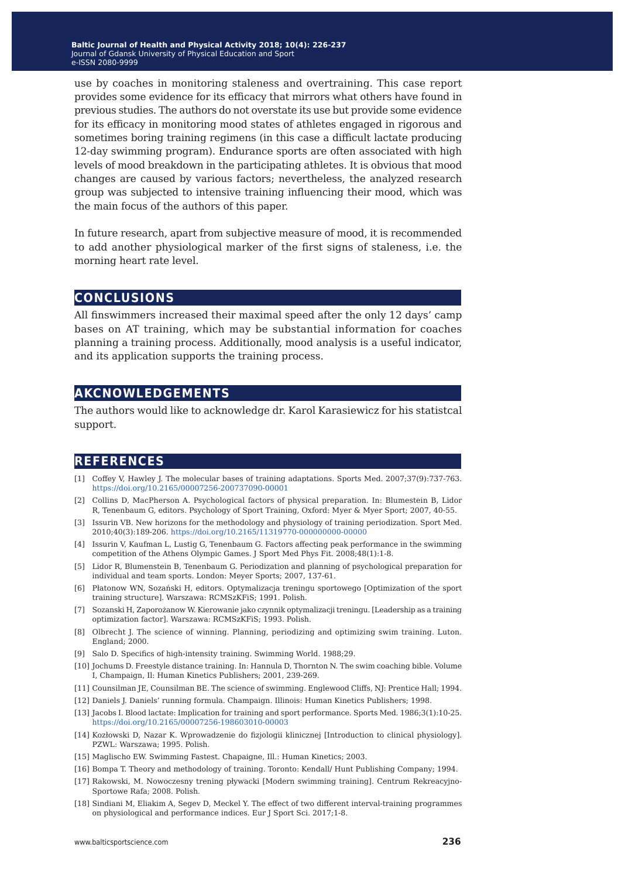use by coaches in monitoring staleness and overtraining. This case report provides some evidence for its efficacy that mirrors what others have found in previous studies. The authors do not overstate its use but provide some evidence for its efficacy in monitoring mood states of athletes engaged in rigorous and sometimes boring training regimens (in this case a difficult lactate producing 12-day swimming program). Endurance sports are often associated with high levels of mood breakdown in the participating athletes. It is obvious that mood changes are caused by various factors; nevertheless, the analyzed research group was subjected to intensive training influencing their mood, which was the main focus of the authors of this paper.

In future research, apart from subjective measure of mood, it is recommended to add another physiological marker of the first signs of staleness, i.e. the morning heart rate level.

## CONCLUSIONS

All finswimmers increased their maximal speed after the only 12 days' camp bases on AT training, which may be substantial information for coaches planning a training process. Additionally, mood analysis is a useful indicator, and its application supports the training process.

## AKCNOWLEDGEMENTS

The authors would like to acknowledge dr. Karol Karasiewicz for his statistcal support.

## REFERENCES

[1] Coffey V, Hawley J. The molecular bases of training adaptations. Sports Med. 2007;37(9):737-763. https://doi.org/10.2165/00007256-200737090-00001

[2] Collins D, MacPherson A. Psychological factors of physical preparation. In: Blumestein B, Lidor R, Tenenbaum G, editors. Psychology of Sport Training, Oxford: Myer & Myer Sport; 2007, 40-55.

[3] Issurin VB. New horizons for the methodology and physiology of training periodization. Sport Med. 2010;40(3):189-206. https://doi.org/10.2165/11319770-000000000-00000

[4] Issurin V, Kaufman L, Lustig G, Tenenbaum G. Factors affecting peak performance in the swimming competition of the Athens Olympic Games. J Sport Med Phys Fit. 2008;48(1):1-8.

[5] Lidor R, Blumenstein B, Tenenbaum G. Periodization and planning of psychological preparation for individual and team sports. London: Meyer Sports; 2007, 137-61.

[6] Płatonow WN, Sozański H, editors. Optymalizacja treningu sportowego [Optimization of the sport training structure]. Warszawa: RCMSzKFiS; 1991. Polish.

[7] Sozanski H, Zaporożanow W. Kierowanie jako czynnik optymalizacji treningu. [Leadership as a training optimization factor]. Warszawa: RCMSzKFiS; 1993. Polish.

[8] Olbrecht J. The science of winning. Planning, periodizing and optimizing swim training. Luton. England; 2000.

[9] Salo D. Specifics of high-intensity training. Swimming World. 1988;29.

[10] Jochums D. Freestyle distance training. In: Hannula D, Thornton N. The swim coaching bible. Volume I, Champaign, Il: Human Kinetics Publishers; 2001, 239-269.

[11] Counsilman JE, Counsilman BE. The science of swimming. Englewood Cliffs, NJ: Prentice Hall; 1994.

[12] Daniels J. Daniels' running formula. Champaign. Illinois: Human Kinetics Publishers; 1998.

[13] Jacobs I. Blood lactate: Implication for training and sport performance. Sports Med. 1986;3(1):10-25. https://doi.org/10.2165/00007256-198603010-00003

[14] Kozłowski D, Nazar K. Wprowadzenie do fizjologii klinicznej [Introduction to clinical physiology]. PZWL: Warszawa; 1995. Polish.

[15] Maglischo EW. Swimming Fastest. Chapaigne, Ill.: Human Kinetics; 2003.

[16] Bompa T. Theory and methodology of training. Toronto: Kendall/ Hunt Publishing Company; 1994.

[17] Rakowski, M. Nowoczesny trening pływacki [Modern swimming training]. Centrum Rekreacyjno-Sportowe Rafa; 2008. Polish.

[18] Sindiani M, Eliakim A, Segev D, Meckel Y. The effect of two different interval-training programmes on physiological and performance indices. Eur J Sport Sci. 2017;1-8.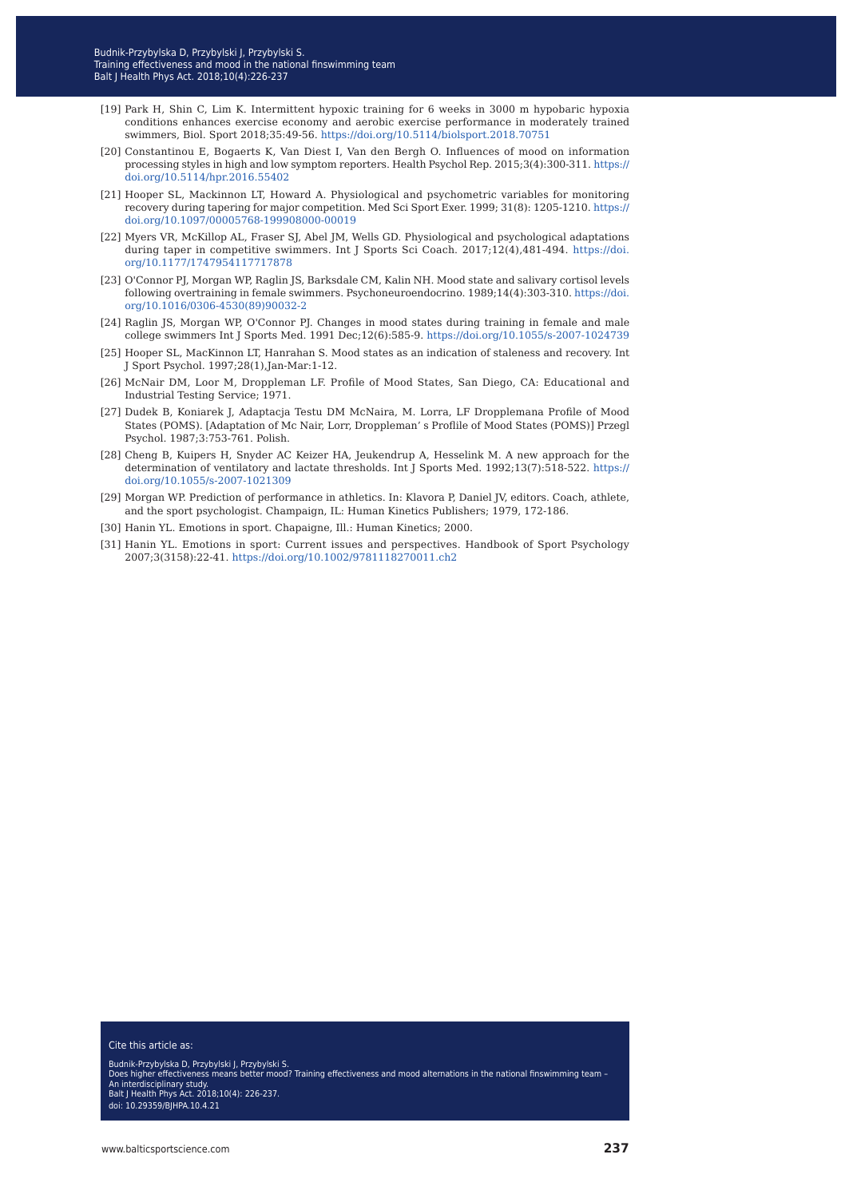[19] Park H, Shin C, Lim K. Intermittent hypoxic training for 6 weeks in 3000 m hypobaric hypoxia conditions enhances exercise economy and aerobic exercise performance in moderately trained swimmers, Biol. Sport 2018;35:49-56. https://doi.org/10.5114/biolsport.2018.70751

[20] Constantinou E, Bogaerts K, Van Diest I, Van den Bergh O. Influences of mood on information processing styles in high and low symptom reporters. Health Psychol Rep. 2015;3(4):300-311. https://doi.org/10.5114/hpr.2016.55402

[21] Hooper SL, Mackinnon LT, Howard A. Physiological and psychometric variables for monitoring recovery during tapering for major competition. Med Sci Sport Exer. 1999; 31(8): 1205-1210. https://doi.org/10.1097/00005768-199908000-00019

[22] Myers VR, McKillop AL, Fraser SJ, Abel JM, Wells GD. Physiological and psychological adaptations during taper in competitive swimmers. Int J Sports Sci Coach. 2017;12(4),481-494. https://doi.org/10.1177/1747954117717878

[23] O'Connor PJ, Morgan WP, Raglin JS, Barksdale CM, Kalin NH. Mood state and salivary cortisol levels following overtraining in female swimmers. Psychoneuroendocrino. 1989;14(4):303-310. https://doi.org/10.1016/0306-4530(89)90032-2

[24] Raglin JS, Morgan WP, O'Connor PJ. Changes in mood states during training in female and male college swimmers Int J Sports Med. 1991 Dec;12(6):585-9. https://doi.org/10.1055/s-2007-1024739

[25] Hooper SL, MacKinnon LT, Hanrahan S. Mood states as an indication of staleness and recovery. Int J Sport Psychol. 1997;28(1),Jan-Mar:1-12.

[26] McNair DM, Loor M, Droppleman LF. Profile of Mood States, San Diego, CA: Educational and Industrial Testing Service; 1971.

[27] Dudek B, Koniarek J, Adaptacja Testu DM McNaira, M. Lorra, LF Dropplemana Profile of Mood States (POMS). [Adaptation of Mc Nair, Lorr, Droppleman' s Proflile of Mood States (POMS)] Przegl Psychol. 1987;3:753-761. Polish.

[28] Cheng B, Kuipers H, Snyder AC Keizer HA, Jeukendrup A, Hesselink M. A new approach for the determination of ventilatory and lactate thresholds. Int J Sports Med. 1992;13(7):518-522. https://doi.org/10.1055/s-2007-1021309

[29] Morgan WP. Prediction of performance in athletics. In: Klavora P, Daniel JV, editors. Coach, athlete, and the sport psychologist. Champaign, IL: Human Kinetics Publishers; 1979, 172-186.

[30] Hanin YL. Emotions in sport. Chapaigne, Ill.: Human Kinetics; 2000.

[31] Hanin YL. Emotions in sport: Current issues and perspectives. Handbook of Sport Psychology 2007;3(3158):22-41. https://doi.org/10.1002/9781118270011.ch2

Cite this article as:

Budnik-Przybylska D, Przybylski J, Przybylski S.
Does higher effectiveness means better mood? Training effectiveness and mood alternations in the national finswimming team – An interdisciplinary study.
Balt J Health Phys Act. 2018;10(4): 226-237.
doi: 10.29359/BJHPA.10.4.21